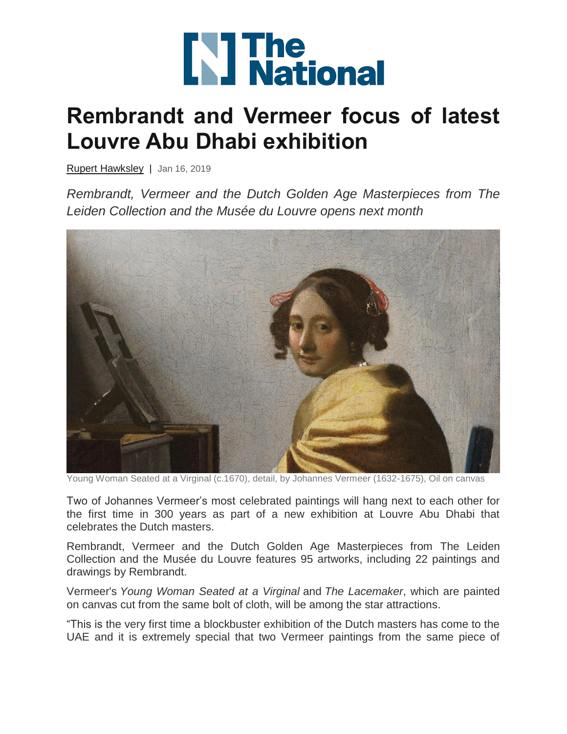# Rembrandt and Vermeer focus of latest Louvre Abu Dhabi exhibition

Rupert Hawksley | Jan 16, 2019

*Rembrandt, Vermeer and the Dutch Golden Age Masterpieces from The Leiden Collection and the Musée du Louvre opens next month*

Young Woman Seated at a Virginal (c.1670), detail, by Johannes Vermeer (1632-1675), Oil on canvas

Two of Johannes Vermeer's most celebrated paintings will hang next to each other for the first time in 300 years as part of a new exhibition at Louvre Abu Dhabi that celebrates the Dutch masters.

Rembrandt, Vermeer and the Dutch Golden Age Masterpieces from The Leiden Collection and the Musée du Louvre features 95 artworks, including 22 paintings and drawings by Rembrandt.

Vermeer's *Young Woman Seated at a Virginal* and *The Lacemaker*, which are painted on canvas cut from the same bolt of cloth, will be among the star attractions.

"This is the very first time a blockbuster exhibition of the Dutch masters has come to the UAE and it is extremely special that two Vermeer paintings from the same piece of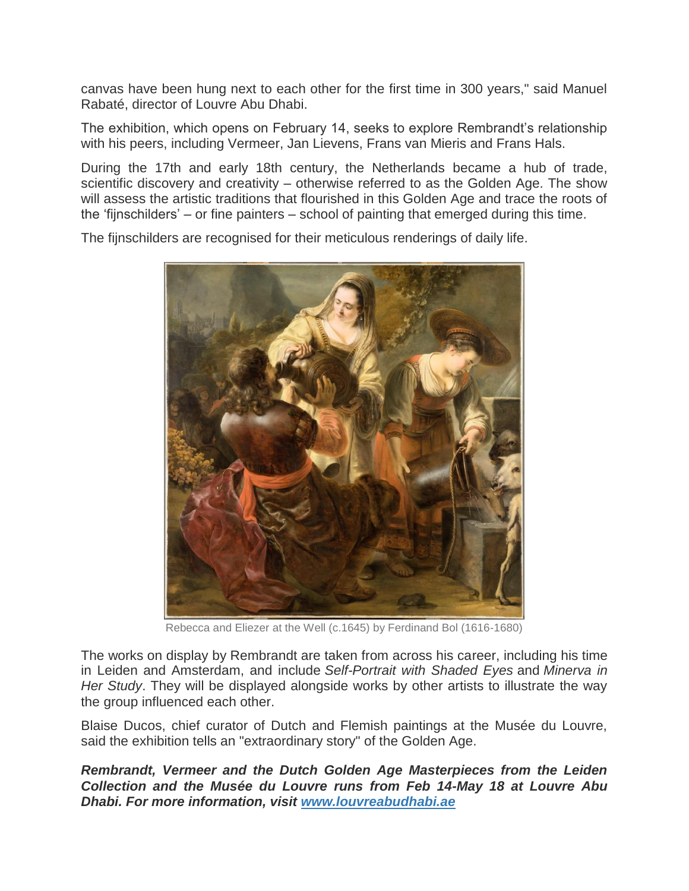canvas have been hung next to each other for the first time in 300 years," said Manuel Rabaté, director of Louvre Abu Dhabi.

The exhibition, which opens on February 14, seeks to explore Rembrandt's relationship with his peers, including Vermeer, Jan Lievens, Frans van Mieris and Frans Hals.

During the 17th and early 18th century, the Netherlands became a hub of trade, scientific discovery and creativity – otherwise referred to as the Golden Age. The show will assess the artistic traditions that flourished in this Golden Age and trace the roots of the 'fijnschilders' – or fine painters – school of painting that emerged during this time.

The fijnschilders are recognised for their meticulous renderings of daily life.

Rebecca and Eliezer at the Well (c.1645) by Ferdinand Bol (1616-1680)

The works on display by Rembrandt are taken from across his career, including his time in Leiden and Amsterdam, and include *Self-Portrait with Shaded Eyes* and *Minerva in Her Study*. They will be displayed alongside works by other artists to illustrate the way the group influenced each other.

Blaise Ducos, chief curator of Dutch and Flemish paintings at the Musée du Louvre, said the exhibition tells an "extraordinary story" of the Golden Age.

***Rembrandt, Vermeer and the Dutch Golden Age Masterpieces from the Leiden Collection and the Musée du Louvre runs from Feb 14-May 18 at Louvre Abu Dhabi. For more information, visit [www.louvreabudhabi.ae](http://www.louvreabudhabi.ae)***